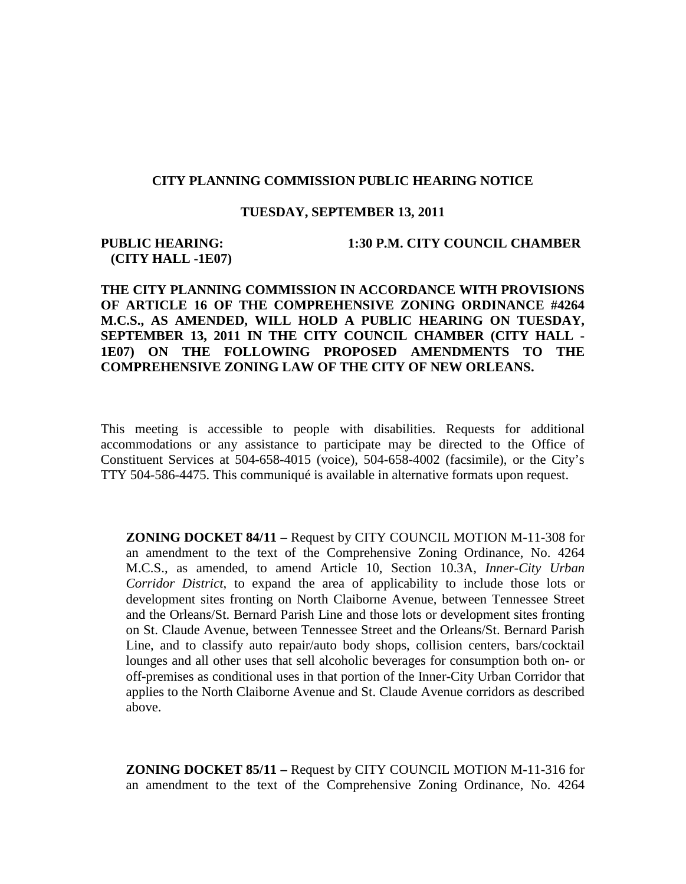**CITY PLANNING COMMISSION PUBLIC HEARING NOTICE**

**TUESDAY, SEPTEMBER 13, 2011**

**PUBLIC HEARING: 1:30 P.M. CITY COUNCIL CHAMBER (CITY HALL -1E07)**

**THE CITY PLANNING COMMISSION IN ACCORDANCE WITH PROVISIONS OF ARTICLE 16 OF THE COMPREHENSIVE ZONING ORDINANCE #4264 M.C.S., AS AMENDED, WILL HOLD A PUBLIC HEARING ON TUESDAY, SEPTEMBER 13, 2011 IN THE CITY COUNCIL CHAMBER (CITY HALL - 1E07) ON THE FOLLOWING PROPOSED AMENDMENTS TO THE COMPREHENSIVE ZONING LAW OF THE CITY OF NEW ORLEANS.**

This meeting is accessible to people with disabilities. Requests for additional accommodations or any assistance to participate may be directed to the Office of Constituent Services at 504-658-4015 (voice), 504-658-4002 (facsimile), or the City's TTY 504-586-4475. This communiqué is available in alternative formats upon request.

**ZONING DOCKET 84/11 –** Request by CITY COUNCIL MOTION M-11-308 for an amendment to the text of the Comprehensive Zoning Ordinance, No. 4264 M.C.S., as amended, to amend Article 10, Section 10.3A, *Inner-City Urban Corridor District*, to expand the area of applicability to include those lots or development sites fronting on North Claiborne Avenue, between Tennessee Street and the Orleans/St. Bernard Parish Line and those lots or development sites fronting on St. Claude Avenue, between Tennessee Street and the Orleans/St. Bernard Parish Line, and to classify auto repair/auto body shops, collision centers, bars/cocktail lounges and all other uses that sell alcoholic beverages for consumption both on- or off-premises as conditional uses in that portion of the Inner-City Urban Corridor that applies to the North Claiborne Avenue and St. Claude Avenue corridors as described above.

**ZONING DOCKET 85/11 –** Request by CITY COUNCIL MOTION M-11-316 for an amendment to the text of the Comprehensive Zoning Ordinance, No. 4264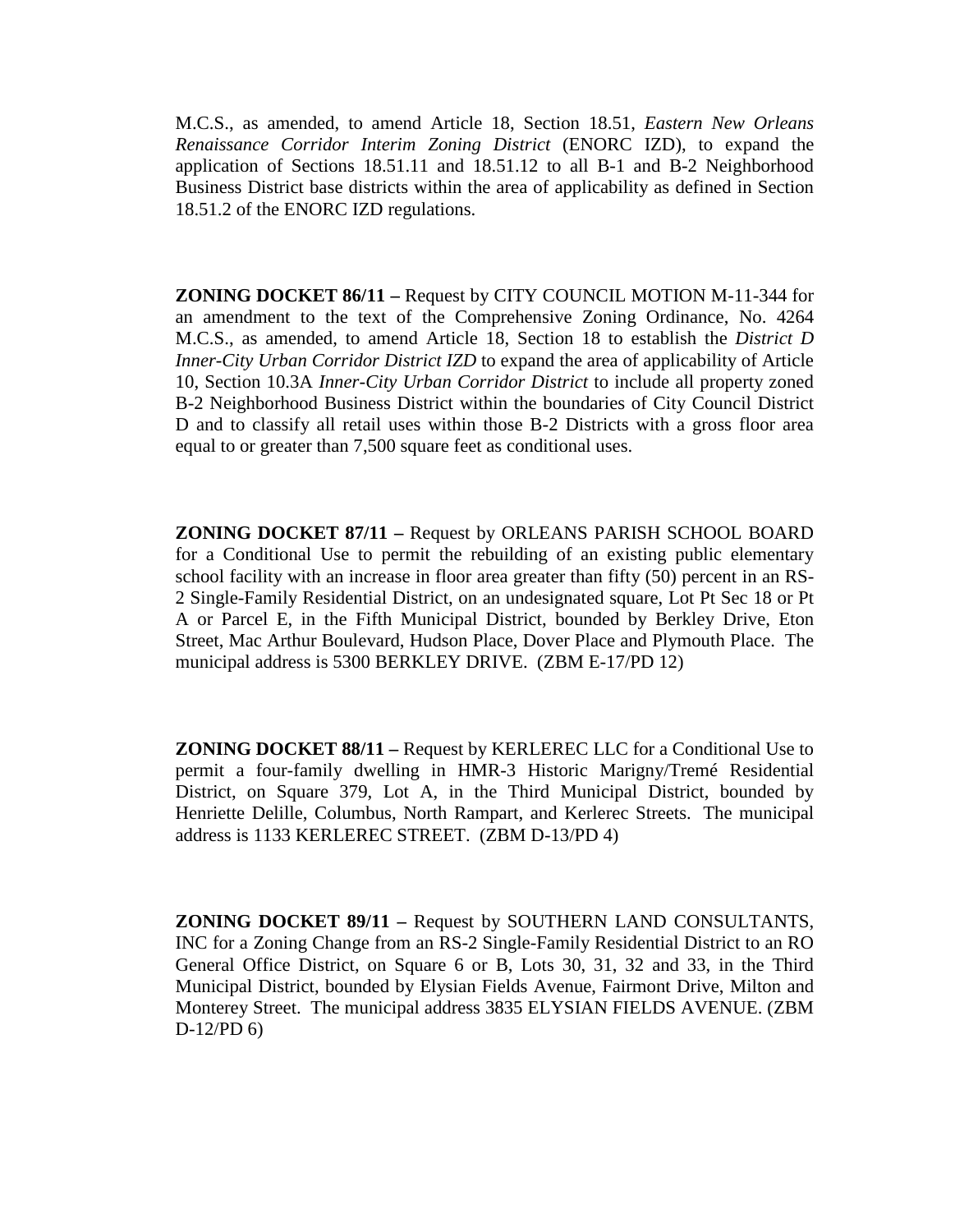M.C.S., as amended, to amend Article 18, Section 18.51, *Eastern New Orleans Renaissance Corridor Interim Zoning District* (ENORC IZD), to expand the application of Sections 18.51.11 and 18.51.12 to all B-1 and B-2 Neighborhood Business District base districts within the area of applicability as defined in Section 18.51.2 of the ENORC IZD regulations.

**ZONING DOCKET 86/11 –** Request by CITY COUNCIL MOTION M-11-344 for an amendment to the text of the Comprehensive Zoning Ordinance, No. 4264 M.C.S., as amended, to amend Article 18, Section 18 to establish the *District D Inner-City Urban Corridor District IZD* to expand the area of applicability of Article 10, Section 10.3A *Inner-City Urban Corridor District* to include all property zoned B-2 Neighborhood Business District within the boundaries of City Council District D and to classify all retail uses within those B-2 Districts with a gross floor area equal to or greater than 7,500 square feet as conditional uses.

**ZONING DOCKET 87/11 –** Request by ORLEANS PARISH SCHOOL BOARD for a Conditional Use to permit the rebuilding of an existing public elementary school facility with an increase in floor area greater than fifty (50) percent in an RS-2 Single-Family Residential District, on an undesignated square, Lot Pt Sec 18 or Pt A or Parcel E, in the Fifth Municipal District, bounded by Berkley Drive, Eton Street, Mac Arthur Boulevard, Hudson Place, Dover Place and Plymouth Place. The municipal address is 5300 BERKLEY DRIVE. (ZBM E-17/PD 12)

**ZONING DOCKET 88/11 –** Request by KERLEREC LLC for a Conditional Use to permit a four-family dwelling in HMR-3 Historic Marigny/Tremé Residential District, on Square 379, Lot A, in the Third Municipal District, bounded by Henriette Delille, Columbus, North Rampart, and Kerlerec Streets. The municipal address is 1133 KERLEREC STREET. (ZBM D-13/PD 4)

**ZONING DOCKET 89/11 –** Request by SOUTHERN LAND CONSULTANTS, INC for a Zoning Change from an RS-2 Single-Family Residential District to an RO General Office District, on Square 6 or B, Lots 30, 31, 32 and 33, in the Third Municipal District, bounded by Elysian Fields Avenue, Fairmont Drive, Milton and Monterey Street. The municipal address 3835 ELYSIAN FIELDS AVENUE. (ZBM D-12/PD 6)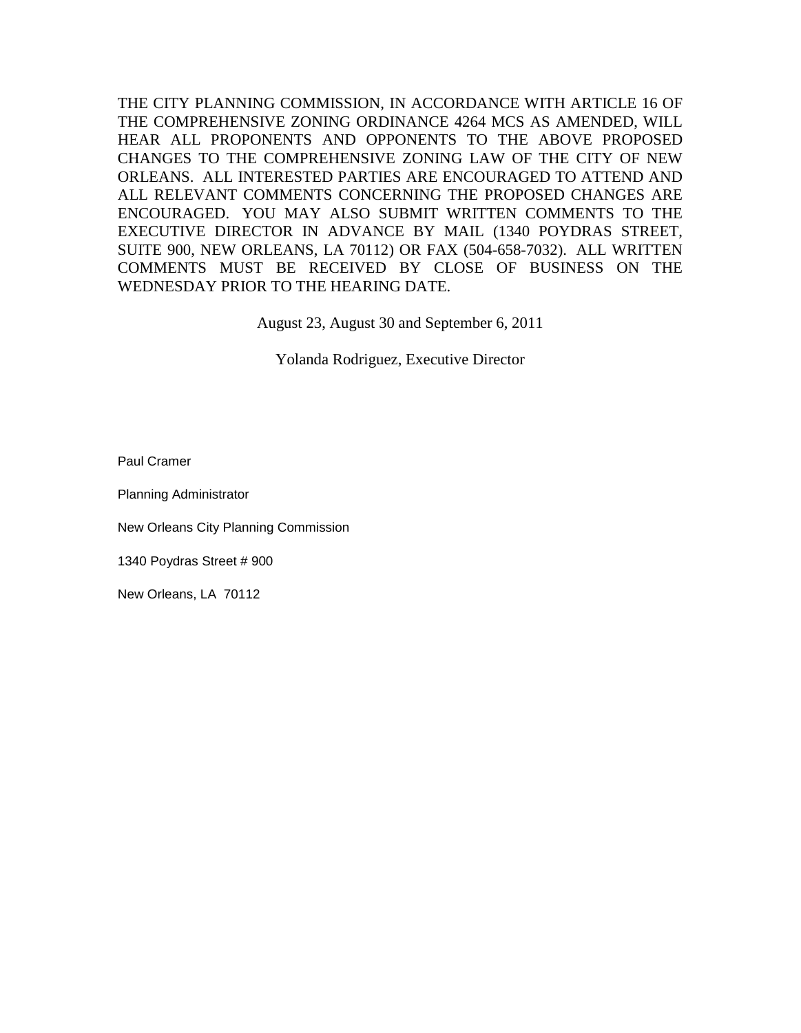THE CITY PLANNING COMMISSION, IN ACCORDANCE WITH ARTICLE 16 OF THE COMPREHENSIVE ZONING ORDINANCE 4264 MCS AS AMENDED, WILL HEAR ALL PROPONENTS AND OPPONENTS TO THE ABOVE PROPOSED CHANGES TO THE COMPREHENSIVE ZONING LAW OF THE CITY OF NEW ORLEANS. ALL INTERESTED PARTIES ARE ENCOURAGED TO ATTEND AND ALL RELEVANT COMMENTS CONCERNING THE PROPOSED CHANGES ARE ENCOURAGED. YOU MAY ALSO SUBMIT WRITTEN COMMENTS TO THE EXECUTIVE DIRECTOR IN ADVANCE BY MAIL (1340 POYDRAS STREET, SUITE 900, NEW ORLEANS, LA 70112) OR FAX (504-658-7032). ALL WRITTEN COMMENTS MUST BE RECEIVED BY CLOSE OF BUSINESS ON THE WEDNESDAY PRIOR TO THE HEARING DATE.

August 23, August 30 and September 6, 2011

Yolanda Rodriguez, Executive Director

Paul Cramer

Planning Administrator

New Orleans City Planning Commission

1340 Poydras Street # 900

New Orleans, LA 70112